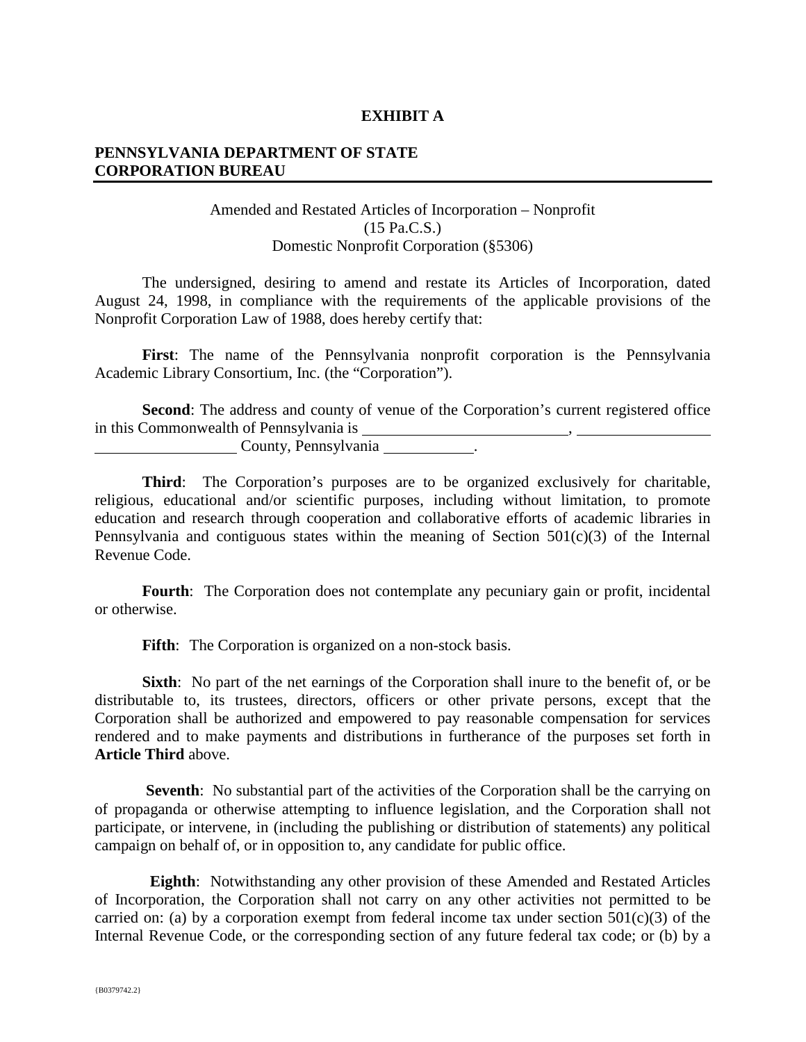# EXHIBIT A

**PENNSYLVANIA DEPARTMENT OF STATE**
**CORPORATION BUREAU**

Amended and Restated Articles of Incorporation – Nonprofit
(15 Pa.C.S.)
Domestic Nonprofit Corporation (§5306)

The undersigned, desiring to amend and restate its Articles of Incorporation, dated August 24, 1998, in compliance with the requirements of the applicable provisions of the Nonprofit Corporation Law of 1988, does hereby certify that:

**First**: The name of the Pennsylvania nonprofit corporation is the Pennsylvania Academic Library Consortium, Inc. (the "Corporation").

**Second**: The address and county of venue of the Corporation's current registered office in this Commonwealth of Pennsylvania is \_\_\_\_\_\_\_\_\_\_\_\_\_\_\_\_\_\_\_\_\_\_\_\_\_\_, \_\_\_\_\_\_\_\_\_\_\_\_\_\_\_\_\_\_ \_\_\_\_\_\_\_\_\_\_\_\_\_\_\_\_\_\_ County, Pennsylvania \_\_\_\_\_\_\_\_\_\_\_.

**Third**: The Corporation's purposes are to be organized exclusively for charitable, religious, educational and/or scientific purposes, including without limitation, to promote education and research through cooperation and collaborative efforts of academic libraries in Pennsylvania and contiguous states within the meaning of Section 501(c)(3) of the Internal Revenue Code.

**Fourth**: The Corporation does not contemplate any pecuniary gain or profit, incidental or otherwise.

**Fifth**: The Corporation is organized on a non-stock basis.

**Sixth**: No part of the net earnings of the Corporation shall inure to the benefit of, or be distributable to, its trustees, directors, officers or other private persons, except that the Corporation shall be authorized and empowered to pay reasonable compensation for services rendered and to make payments and distributions in furtherance of the purposes set forth in **Article Third** above.

**Seventh**: No substantial part of the activities of the Corporation shall be the carrying on of propaganda or otherwise attempting to influence legislation, and the Corporation shall not participate, or intervene, in (including the publishing or distribution of statements) any political campaign on behalf of, or in opposition to, any candidate for public office.

**Eighth**: Notwithstanding any other provision of these Amended and Restated Articles of Incorporation, the Corporation shall not carry on any other activities not permitted to be carried on: (a) by a corporation exempt from federal income tax under section 501(c)(3) of the Internal Revenue Code, or the corresponding section of any future federal tax code; or (b) by a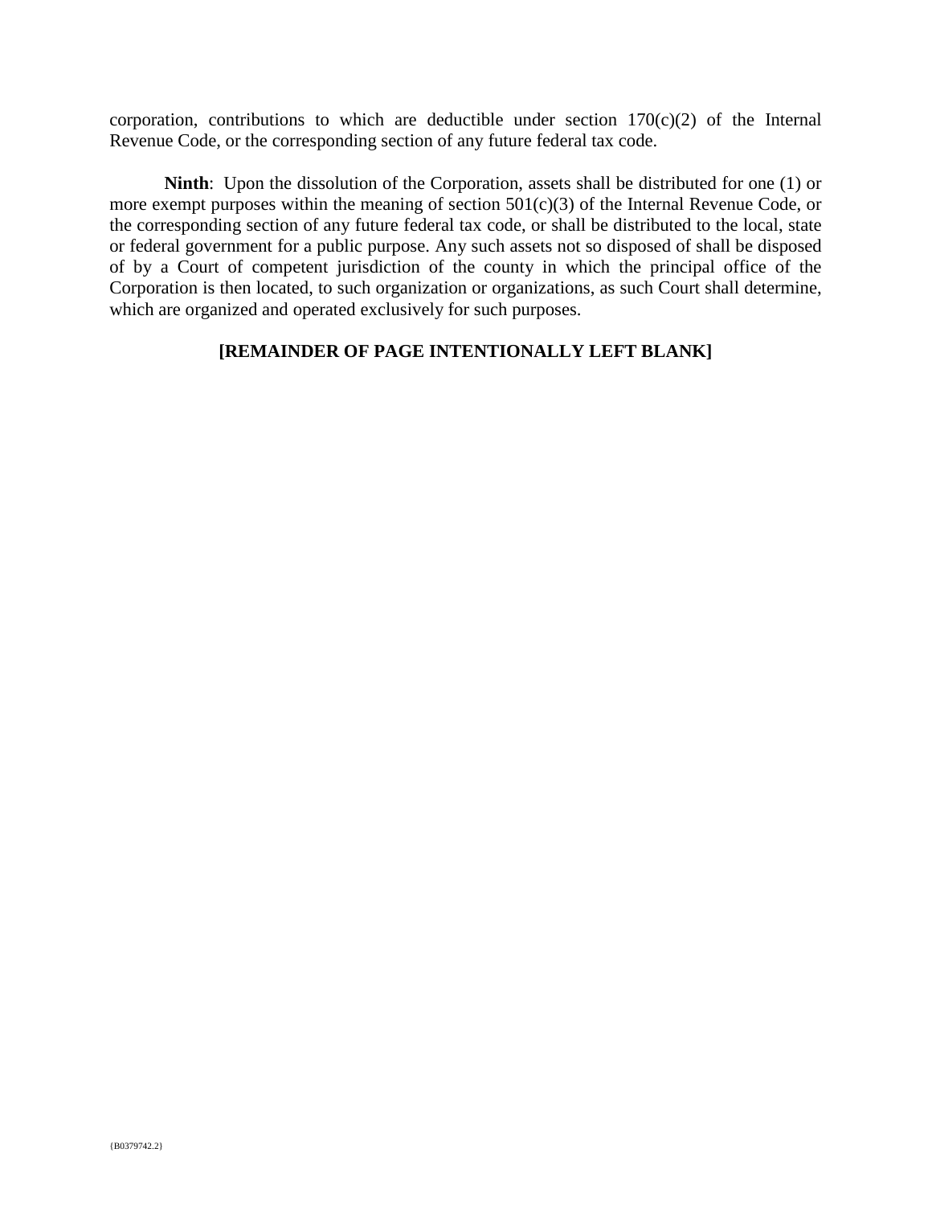corporation, contributions to which are deductible under section 170(c)(2) of the Internal Revenue Code, or the corresponding section of any future federal tax code.

**Ninth**: Upon the dissolution of the Corporation, assets shall be distributed for one (1) or more exempt purposes within the meaning of section 501(c)(3) of the Internal Revenue Code, or the corresponding section of any future federal tax code, or shall be distributed to the local, state or federal government for a public purpose. Any such assets not so disposed of shall be disposed of by a Court of competent jurisdiction of the county in which the principal office of the Corporation is then located, to such organization or organizations, as such Court shall determine, which are organized and operated exclusively for such purposes.

**[REMAINDER OF PAGE INTENTIONALLY LEFT BLANK]**

{B0379742.2}